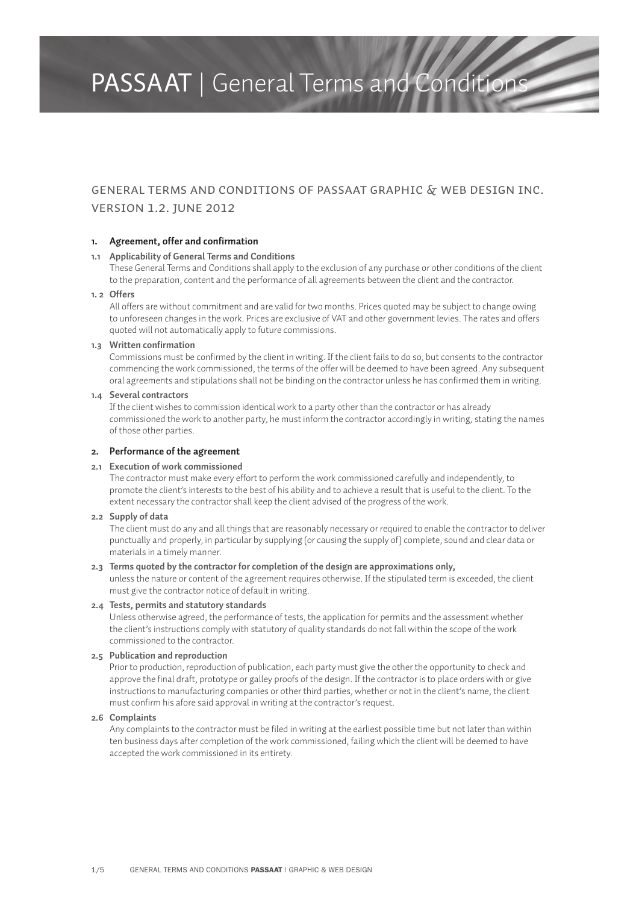# PASSAAT | General Terms and Conditions

## GENERAL TERMS AND CONDITIONS OF PASSAAT GRAPHIC & WEB DESIGN INC. VERSION 1.2. JUNE 2012

### 1. Agreement, offer and confirmation

**1.1 Applicability of General Terms and Conditions**

These General Terms and Conditions shall apply to the exclusion of any purchase or other conditions of the client to the preparation, content and the performance of all agreements between the client and the contractor.

**1. 2 Offers**

All offers are without commitment and are valid for two months. Prices quoted may be subject to change owing to unforeseen changes in the work. Prices are exclusive of VAT and other government levies. The rates and offers quoted will not automatically apply to future commissions.

**1.3 Written confirmation**

Commissions must be confirmed by the client in writing. If the client fails to do so, but consents to the contractor commencing the work commissioned, the terms of the offer will be deemed to have been agreed. Any subsequent oral agreements and stipulations shall not be binding on the contractor unless he has confirmed them in writing.

**1.4 Several contractors**

If the client wishes to commission identical work to a party other than the contractor or has already commissioned the work to another party, he must inform the contractor accordingly in writing, stating the names of those other parties.

### 2. Performance of the agreement

**2.1 Execution of work commissioned**

The contractor must make every effort to perform the work commissioned carefully and independently, to promote the client's interests to the best of his ability and to achieve a result that is useful to the client. To the extent necessary the contractor shall keep the client advised of the progress of the work.

**2.2 Supply of data**

The client must do any and all things that are reasonably necessary or required to enable the contractor to deliver punctually and properly, in particular by supplying (or causing the supply of) complete, sound and clear data or materials in a timely manner.

**2.3 Terms quoted by the contractor for completion of the design are approximations only,**

unless the nature or content of the agreement requires otherwise. If the stipulated term is exceeded, the client must give the contractor notice of default in writing.

**2.4 Tests, permits and statutory standards**

Unless otherwise agreed, the performance of tests, the application for permits and the assessment whether the client's instructions comply with statutory of quality standards do not fall within the scope of the work commissioned to the contractor.

**2.5 Publication and reproduction**

Prior to production, reproduction of publication, each party must give the other the opportunity to check and approve the final draft, prototype or galley proofs of the design. If the contractor is to place orders with or give instructions to manufacturing companies or other third parties, whether or not in the client's name, the client must confirm his afore said approval in writing at the contractor's request.

**2.6 Complaints**

Any complaints to the contractor must be filed in writing at the earliest possible time but not later than within ten business days after completion of the work commissioned, failing which the client will be deemed to have accepted the work commissioned in its entirety.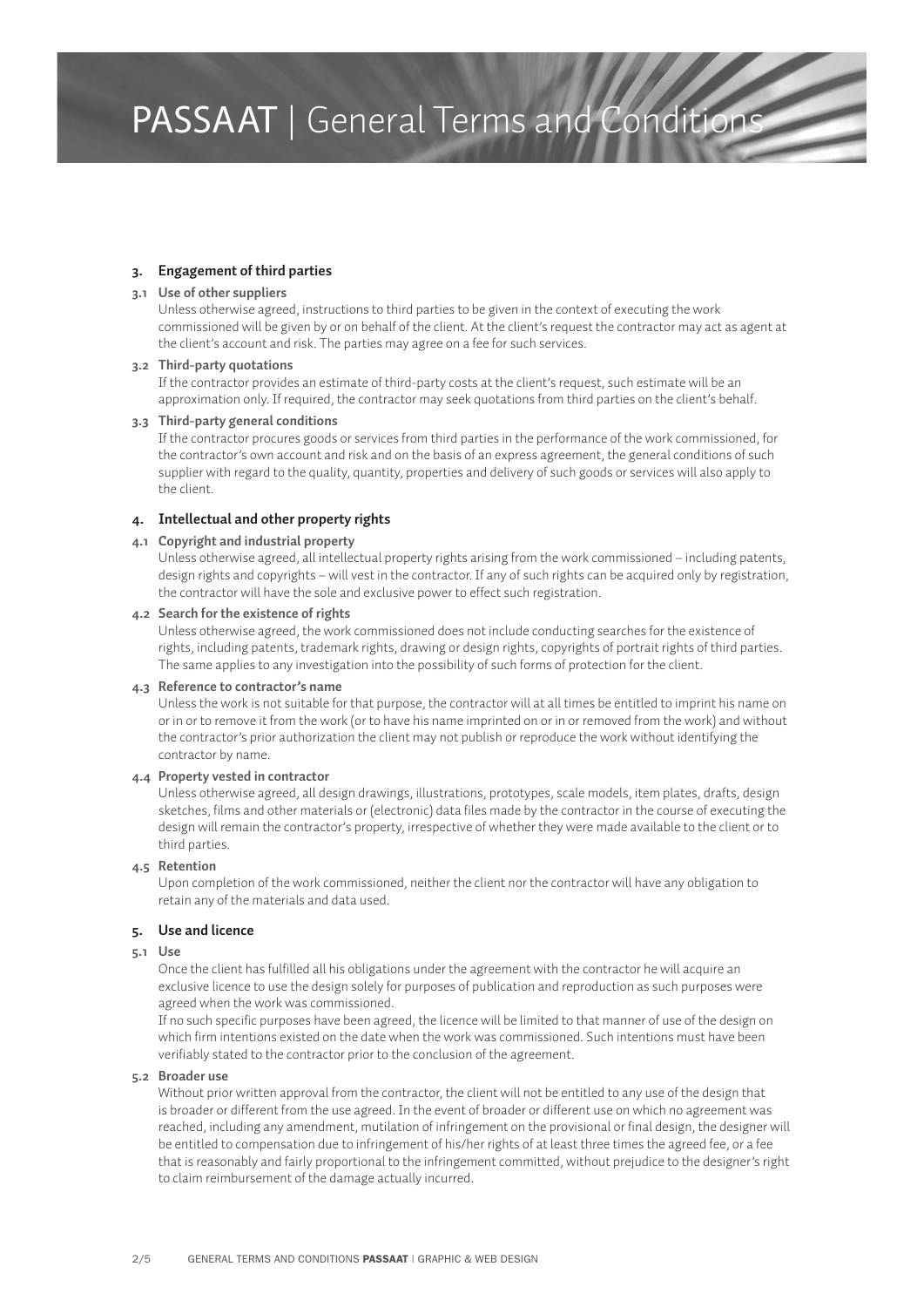## 3. Engagement of third parties

### 3.1 Use of other suppliers

Unless otherwise agreed, instructions to third parties to be given in the context of executing the work commissioned will be given by or on behalf of the client. At the client's request the contractor may act as agent at the client's account and risk. The parties may agree on a fee for such services.

### 3.2 Third-party quotations

If the contractor provides an estimate of third-party costs at the client's request, such estimate will be an approximation only. If required, the contractor may seek quotations from third parties on the client's behalf.

### 3.3 Third-party general conditions

If the contractor procures goods or services from third parties in the performance of the work commissioned, for the contractor's own account and risk and on the basis of an express agreement, the general conditions of such supplier with regard to the quality, quantity, properties and delivery of such goods or services will also apply to the client.

## 4. Intellectual and other property rights

### 4.1 Copyright and industrial property

Unless otherwise agreed, all intellectual property rights arising from the work commissioned – including patents, design rights and copyrights – will vest in the contractor. If any of such rights can be acquired only by registration, the contractor will have the sole and exclusive power to effect such registration.

### 4.2 Search for the existence of rights

Unless otherwise agreed, the work commissioned does not include conducting searches for the existence of rights, including patents, trademark rights, drawing or design rights, copyrights of portrait rights of third parties. The same applies to any investigation into the possibility of such forms of protection for the client.

### 4.3 Reference to contractor's name

Unless the work is not suitable for that purpose, the contractor will at all times be entitled to imprint his name on or in or to remove it from the work (or to have his name imprinted on or in or removed from the work) and without the contractor's prior authorization the client may not publish or reproduce the work without identifying the contractor by name.

### 4.4 Property vested in contractor

Unless otherwise agreed, all design drawings, illustrations, prototypes, scale models, item plates, drafts, design sketches, films and other materials or (electronic) data files made by the contractor in the course of executing the design will remain the contractor's property, irrespective of whether they were made available to the client or to third parties.

### 4.5 Retention

Upon completion of the work commissioned, neither the client nor the contractor will have any obligation to retain any of the materials and data used.

## 5. Use and licence

### 5.1 Use

Once the client has fulfilled all his obligations under the agreement with the contractor he will acquire an exclusive licence to use the design solely for purposes of publication and reproduction as such purposes were agreed when the work was commissioned.

If no such specific purposes have been agreed, the licence will be limited to that manner of use of the design on which firm intentions existed on the date when the work was commissioned. Such intentions must have been verifiably stated to the contractor prior to the conclusion of the agreement.

### 5.2 Broader use

Without prior written approval from the contractor, the client will not be entitled to any use of the design that is broader or different from the use agreed. In the event of broader or different use on which no agreement was reached, including any amendment, mutilation of infringement on the provisional or final design, the designer will be entitled to compensation due to infringement of his/her rights of at least three times the agreed fee, or a fee that is reasonably and fairly proportional to the infringement committed, without prejudice to the designer's right to claim reimbursement of the damage actually incurred.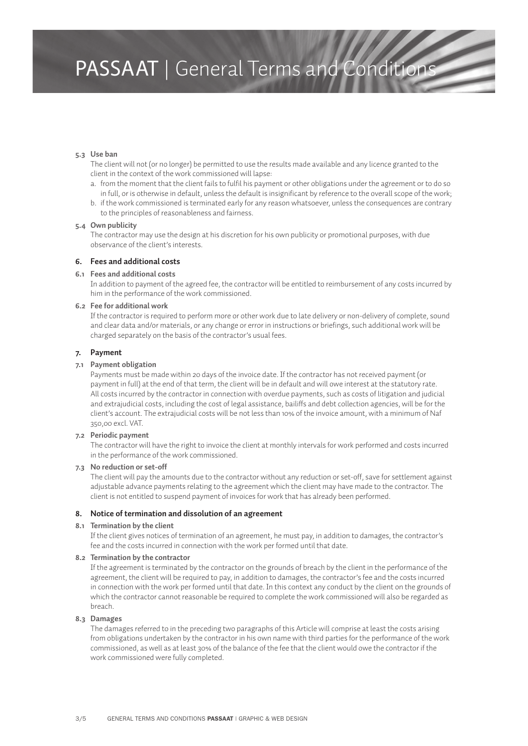**5.3 Use ban**

The client will not (or no longer) be permitted to use the results made available and any licence granted to the client in the context of the work commissioned will lapse:

a. from the moment that the client fails to fulfil his payment or other obligations under the agreement or to do so in full, or is otherwise in default, unless the default is insignificant by reference to the overall scope of the work;
b. if the work commissioned is terminated early for any reason whatsoever, unless the consequences are contrary to the principles of reasonableness and fairness.

**5.4 Own publicity**

The contractor may use the design at his discretion for his own publicity or promotional purposes, with due observance of the client's interests.

## 6. Fees and additional costs

**6.1 Fees and additional costs**

In addition to payment of the agreed fee, the contractor will be entitled to reimbursement of any costs incurred by him in the performance of the work commissioned.

**6.2 Fee for additional work**

If the contractor is required to perform more or other work due to late delivery or non-delivery of complete, sound and clear data and/or materials, or any change or error in instructions or briefings, such additional work will be charged separately on the basis of the contractor's usual fees.

## 7. Payment

**7.1 Payment obligation**

Payments must be made within 20 days of the invoice date. If the contractor has not received payment (or payment in full) at the end of that term, the client will be in default and will owe interest at the statutory rate. All costs incurred by the contractor in connection with overdue payments, such as costs of litigation and judicial and extrajudicial costs, including the cost of legal assistance, bailiffs and debt collection agencies, will be for the client's account. The extrajudicial costs will be not less than 10% of the invoice amount, with a minimum of Naf 350,00 excl. VAT.

**7.2 Periodic payment**

The contractor will have the right to invoice the client at monthly intervals for work performed and costs incurred in the performance of the work commissioned.

**7.3 No reduction or set-off**

The client will pay the amounts due to the contractor without any reduction or set-off, save for settlement against adjustable advance payments relating to the agreement which the client may have made to the contractor. The client is not entitled to suspend payment of invoices for work that has already been performed.

## 8. Notice of termination and dissolution of an agreement

**8.1 Termination by the client**

If the client gives notices of termination of an agreement, he must pay, in addition to damages, the contractor's fee and the costs incurred in connection with the work per formed until that date.

**8.2 Termination by the contractor**

If the agreement is terminated by the contractor on the grounds of breach by the client in the performance of the agreement, the client will be required to pay, in addition to damages, the contractor's fee and the costs incurred in connection with the work per formed until that date. In this context any conduct by the client on the grounds of which the contractor cannot reasonable be required to complete the work commissioned will also be regarded as breach.

**8.3 Damages**

The damages referred to in the preceding two paragraphs of this Article will comprise at least the costs arising from obligations undertaken by the contractor in his own name with third parties for the performance of the work commissioned, as well as at least 30% of the balance of the fee that the client would owe the contractor if the work commissioned were fully completed.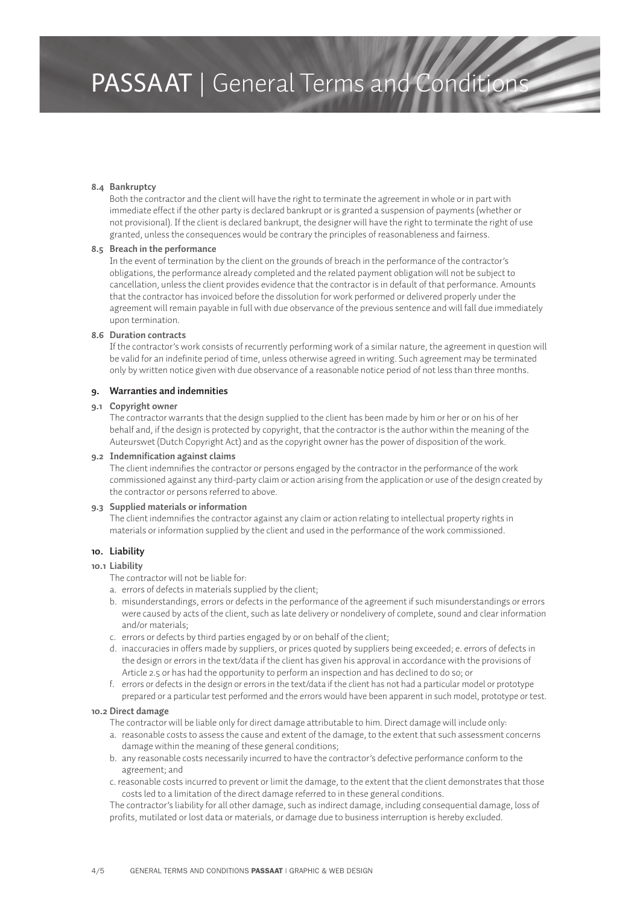#### 8.4 Bankruptcy

Both the contractor and the client will have the right to terminate the agreement in whole or in part with immediate effect if the other party is declared bankrupt or is granted a suspension of payments (whether or not provisional). If the client is declared bankrupt, the designer will have the right to terminate the right of use granted, unless the consequences would be contrary the principles of reasonableness and fairness.

#### 8.5 Breach in the performance

In the event of termination by the client on the grounds of breach in the performance of the contractor's obligations, the performance already completed and the related payment obligation will not be subject to cancellation, unless the client provides evidence that the contractor is in default of that performance. Amounts that the contractor has invoiced before the dissolution for work performed or delivered properly under the agreement will remain payable in full with due observance of the previous sentence and will fall due immediately upon termination.

#### 8.6 Duration contracts

If the contractor's work consists of recurrently performing work of a similar nature, the agreement in question will be valid for an indefinite period of time, unless otherwise agreed in writing. Such agreement may be terminated only by written notice given with due observance of a reasonable notice period of not less than three months.

### 9. Warranties and indemnities

#### 9.1 Copyright owner

The contractor warrants that the design supplied to the client has been made by him or her or on his of her behalf and, if the design is protected by copyright, that the contractor is the author within the meaning of the Auteurswet (Dutch Copyright Act) and as the copyright owner has the power of disposition of the work.

#### 9.2 Indemnification against claims

The client indemnifies the contractor or persons engaged by the contractor in the performance of the work commissioned against any third-party claim or action arising from the application or use of the design created by the contractor or persons referred to above.

#### 9.3 Supplied materials or information

The client indemnifies the contractor against any claim or action relating to intellectual property rights in materials or information supplied by the client and used in the performance of the work commissioned.

### 10. Liability

#### 10.1 Liability

The contractor will not be liable for:

a. errors of defects in materials supplied by the client;
b. misunderstandings, errors or defects in the performance of the agreement if such misunderstandings or errors were caused by acts of the client, such as late delivery or nondelivery of complete, sound and clear information and/or materials;
c. errors or defects by third parties engaged by or on behalf of the client;
d. inaccuracies in offers made by suppliers, or prices quoted by suppliers being exceeded; e. errors of defects in the design or errors in the text/data if the client has given his approval in accordance with the provisions of Article 2.5 or has had the opportunity to perform an inspection and has declined to do so; or
f. errors or defects in the design or errors in the text/data if the client has not had a particular model or prototype prepared or a particular test performed and the errors would have been apparent in such model, prototype or test.

#### 10.2 Direct damage

The contractor will be liable only for direct damage attributable to him. Direct damage will include only:

a. reasonable costs to assess the cause and extent of the damage, to the extent that such assessment concerns damage within the meaning of these general conditions;
b. any reasonable costs necessarily incurred to have the contractor's defective performance conform to the agreement; and
c. reasonable costs incurred to prevent or limit the damage, to the extent that the client demonstrates that those costs led to a limitation of the direct damage referred to in these general conditions.

The contractor's liability for all other damage, such as indirect damage, including consequential damage, loss of profits, mutilated or lost data or materials, or damage due to business interruption is hereby excluded.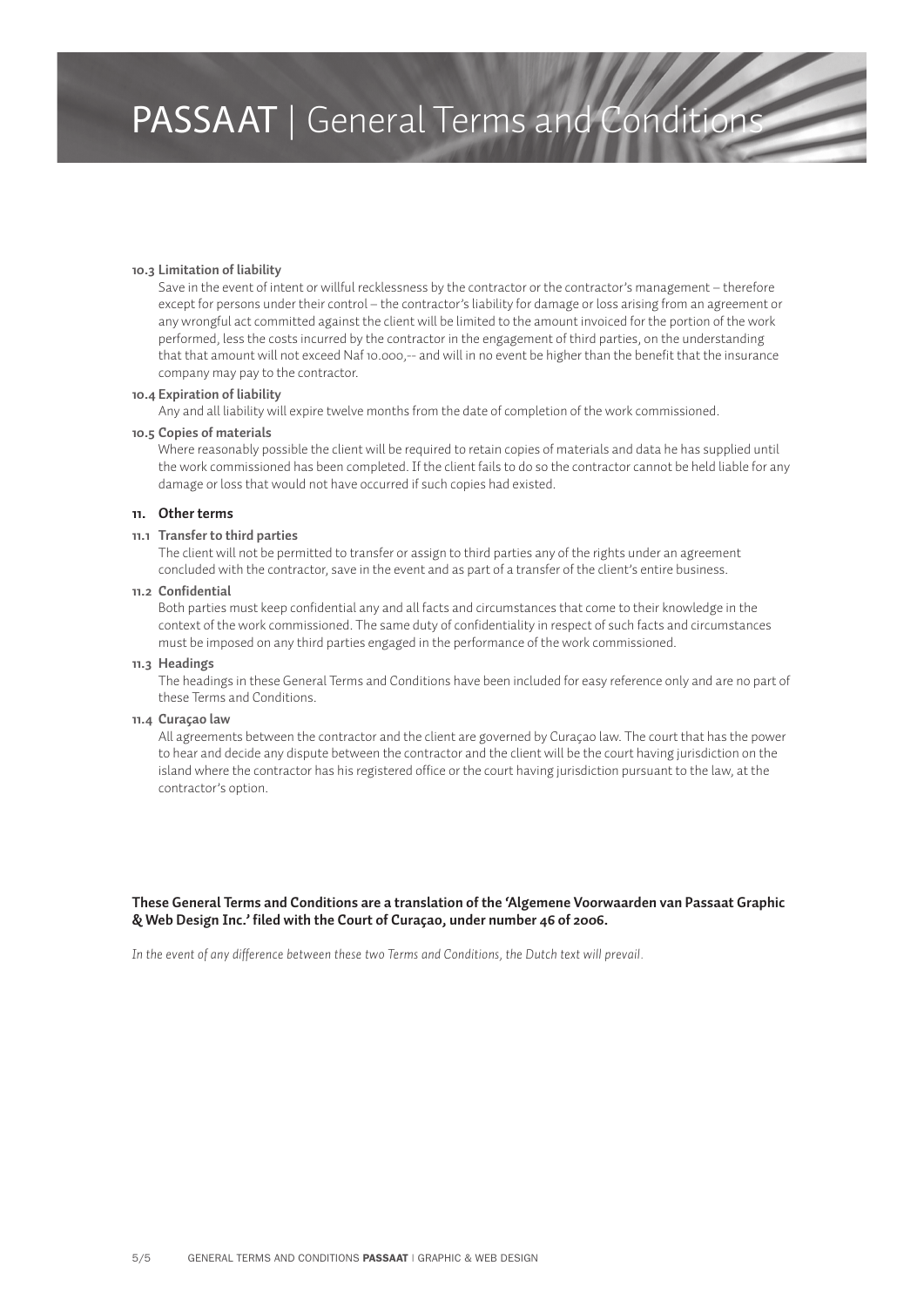# PASSAAT | General Terms and Conditions

**10.3 Limitation of liability**

Save in the event of intent or willful recklessness by the contractor or the contractor's management – therefore except for persons under their control – the contractor's liability for damage or loss arising from an agreement or any wrongful act committed against the client will be limited to the amount invoiced for the portion of the work performed, less the costs incurred by the contractor in the engagement of third parties, on the understanding that that amount will not exceed Naf 10.000,-- and will in no event be higher than the benefit that the insurance company may pay to the contractor.

**10.4 Expiration of liability**

Any and all liability will expire twelve months from the date of completion of the work commissioned.

**10.5 Copies of materials**

Where reasonably possible the client will be required to retain copies of materials and data he has supplied until the work commissioned has been completed. If the client fails to do so the contractor cannot be held liable for any damage or loss that would not have occurred if such copies had existed.

## 11. Other terms

**11.1 Transfer to third parties**

The client will not be permitted to transfer or assign to third parties any of the rights under an agreement concluded with the contractor, save in the event and as part of a transfer of the client's entire business.

**11.2 Confidential**

Both parties must keep confidential any and all facts and circumstances that come to their knowledge in the context of the work commissioned. The same duty of confidentiality in respect of such facts and circumstances must be imposed on any third parties engaged in the performance of the work commissioned.

**11.3 Headings**

The headings in these General Terms and Conditions have been included for easy reference only and are no part of these Terms and Conditions.

**11.4 Curaçao law**

All agreements between the contractor and the client are governed by Curaçao law. The court that has the power to hear and decide any dispute between the contractor and the client will be the court having jurisdiction on the island where the contractor has his registered office or the court having jurisdiction pursuant to the law, at the contractor's option.

**These General Terms and Conditions are a translation of the 'Algemene Voorwaarden van Passaat Graphic & Web Design Inc.' filed with the Court of Curaçao, under number 46 of 2006.**

*In the event of any difference between these two Terms and Conditions, the Dutch text will prevail.*